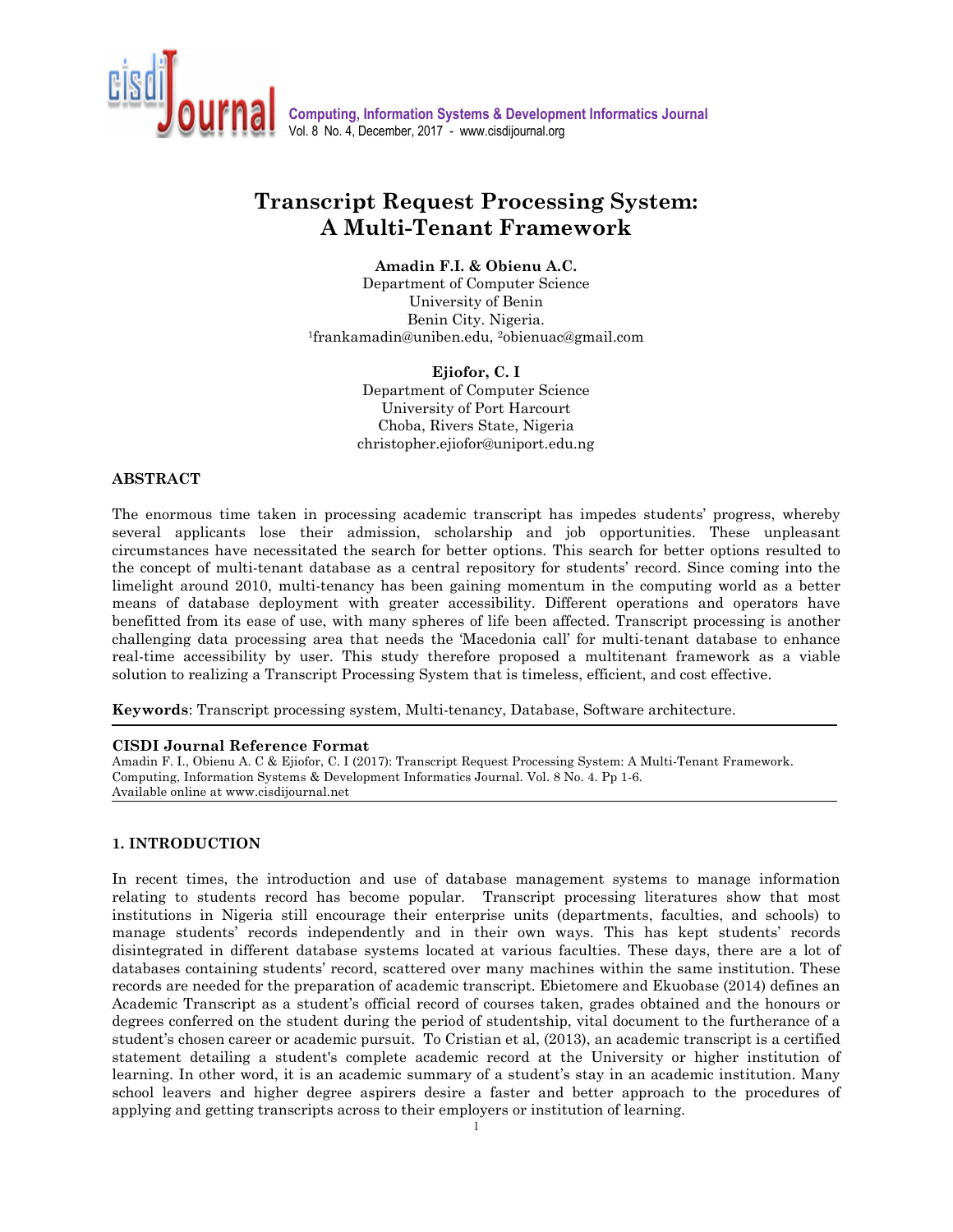# Transcript Request Processing System: A Multi-Tenant Framework

**Amadin F.I. & Obienu A.C.**
Department of Computer Science
University of Benin
Benin City. Nigeria.
[1]frankamadin@uniben.edu, [2]obienuac@gmail.com

**Ejiofor, C. I**
Department of Computer Science
University of Port Harcourt
Choba, Rivers State, Nigeria
christopher.ejiofor@uniport.edu.ng

## ABSTRACT

The enormous time taken in processing academic transcript has impedes students' progress, whereby several applicants lose their admission, scholarship and job opportunities. These unpleasant circumstances have necessitated the search for better options. This search for better options resulted to the concept of multi-tenant database as a central repository for students' record. Since coming into the limelight around 2010, multi-tenancy has been gaining momentum in the computing world as a better means of database deployment with greater accessibility. Different operations and operators have benefitted from its ease of use, with many spheres of life been affected. Transcript processing is another challenging data processing area that needs the 'Macedonia call' for multi-tenant database to enhance real-time accessibility by user. This study therefore proposed a multitenant framework as a viable solution to realizing a Transcript Processing System that is timeless, efficient, and cost effective.

**Keywords**: Transcript processing system, Multi-tenancy, Database, Software architecture.

---

**CISDI Journal Reference Format**
Amadin F. I., Obienu A. C & Ejiofor, C. I (2017): Transcript Request Processing System: A Multi-Tenant Framework. Computing, Information Systems & Development Informatics Journal. Vol. 8 No. 4. Pp 1-6.
Available online at www.cisdijournal.net

---

## 1. INTRODUCTION

In recent times, the introduction and use of database management systems to manage information relating to students record has become popular. Transcript processing literatures show that most institutions in Nigeria still encourage their enterprise units (departments, faculties, and schools) to manage students' records independently and in their own ways. This has kept students' records disintegrated in different database systems located at various faculties. These days, there are a lot of databases containing students' record, scattered over many machines within the same institution. These records are needed for the preparation of academic transcript. Ebietomere and Ekuobase (2014) defines an Academic Transcript as a student's official record of courses taken, grades obtained and the honours or degrees conferred on the student during the period of studentship, vital document to the furtherance of a student's chosen career or academic pursuit. To Cristian et al, (2013), an academic transcript is a certified statement detailing a student's complete academic record at the University or higher institution of learning. In other word, it is an academic summary of a student's stay in an academic institution. Many school leavers and higher degree aspirers desire a faster and better approach to the procedures of applying and getting transcripts across to their employers or institution of learning.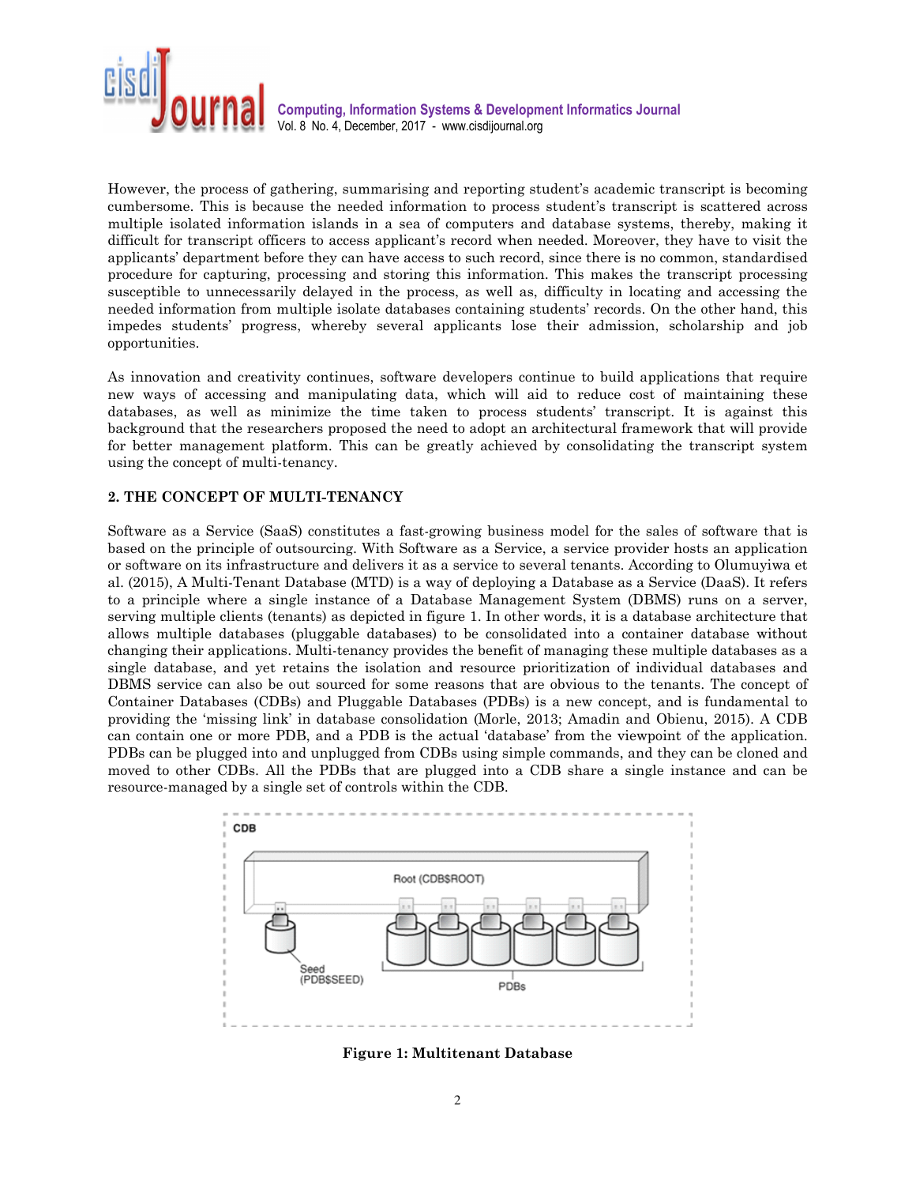However, the process of gathering, summarising and reporting student's academic transcript is becoming cumbersome. This is because the needed information to process student's transcript is scattered across multiple isolated information islands in a sea of computers and database systems, thereby, making it difficult for transcript officers to access applicant's record when needed. Moreover, they have to visit the applicants' department before they can have access to such record, since there is no common, standardised procedure for capturing, processing and storing this information. This makes the transcript processing susceptible to unnecessarily delayed in the process, as well as, difficulty in locating and accessing the needed information from multiple isolate databases containing students' records. On the other hand, this impedes students' progress, whereby several applicants lose their admission, scholarship and job opportunities.

As innovation and creativity continues, software developers continue to build applications that require new ways of accessing and manipulating data, which will aid to reduce cost of maintaining these databases, as well as minimize the time taken to process students' transcript. It is against this background that the researchers proposed the need to adopt an architectural framework that will provide for better management platform. This can be greatly achieved by consolidating the transcript system using the concept of multi-tenancy.

## 2. THE CONCEPT OF MULTI-TENANCY

Software as a Service (SaaS) constitutes a fast-growing business model for the sales of software that is based on the principle of outsourcing. With Software as a Service, a service provider hosts an application or software on its infrastructure and delivers it as a service to several tenants. According to Olumuyiwa et al. (2015), A Multi-Tenant Database (MTD) is a way of deploying a Database as a Service (DaaS). It refers to a principle where a single instance of a Database Management System (DBMS) runs on a server, serving multiple clients (tenants) as depicted in figure 1. In other words, it is a database architecture that allows multiple databases (pluggable databases) to be consolidated into a container database without changing their applications. Multi-tenancy provides the benefit of managing these multiple databases as a single database, and yet retains the isolation and resource prioritization of individual databases and DBMS service can also be out sourced for some reasons that are obvious to the tenants. The concept of Container Databases (CDBs) and Pluggable Databases (PDBs) is a new concept, and is fundamental to providing the 'missing link' in database consolidation (Morle, 2013; Amadin and Obienu, 2015). A CDB can contain one or more PDB, and a PDB is the actual 'database' from the viewpoint of the application. PDBs can be plugged into and unplugged from CDBs using simple commands, and they can be cloned and moved to other CDBs. All the PDBs that are plugged into a CDB share a single instance and can be resource-managed by a single set of controls within the CDB.

**Figure 1: Multitenant Database**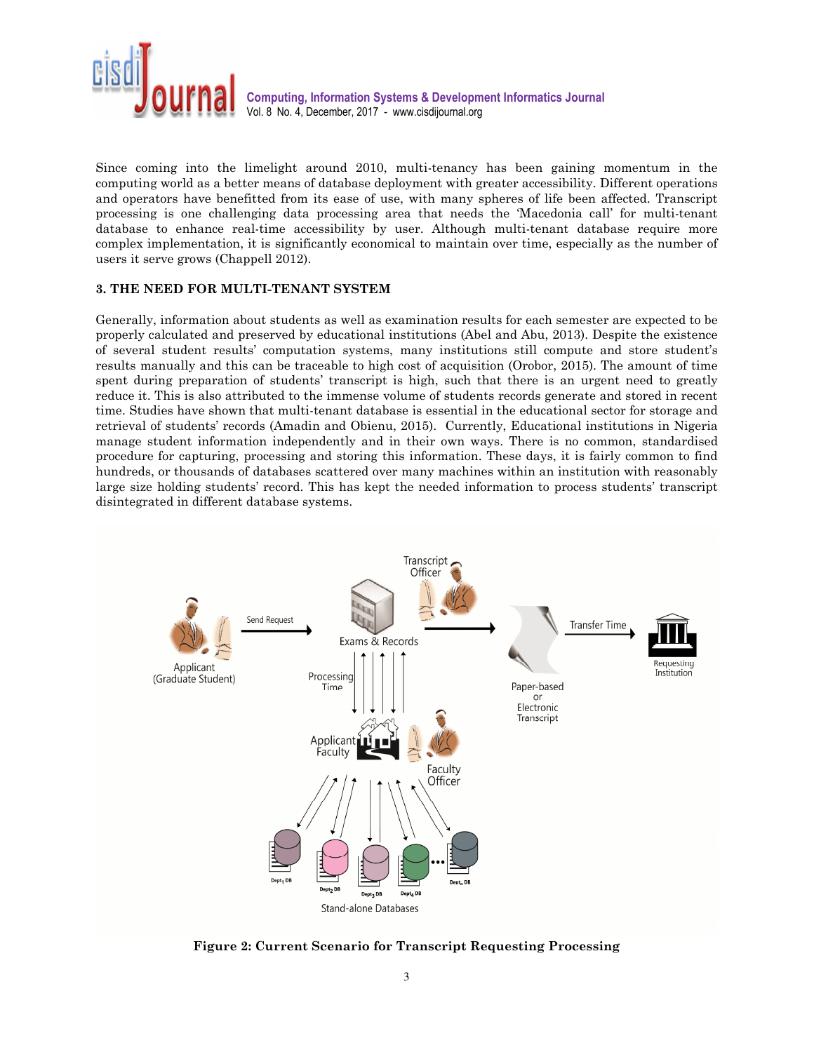Since coming into the limelight around 2010, multi-tenancy has been gaining momentum in the computing world as a better means of database deployment with greater accessibility. Different operations and operators have benefitted from its ease of use, with many spheres of life been affected. Transcript processing is one challenging data processing area that needs the 'Macedonia call' for multi-tenant database to enhance real-time accessibility by user. Although multi-tenant database require more complex implementation, it is significantly economical to maintain over time, especially as the number of users it serve grows (Chappell 2012).

## 3. THE NEED FOR MULTI-TENANT SYSTEM

Generally, information about students as well as examination results for each semester are expected to be properly calculated and preserved by educational institutions (Abel and Abu, 2013). Despite the existence of several student results' computation systems, many institutions still compute and store student's results manually and this can be traceable to high cost of acquisition (Orobor, 2015). The amount of time spent during preparation of students' transcript is high, such that there is an urgent need to greatly reduce it. This is also attributed to the immense volume of students records generate and stored in recent time. Studies have shown that multi-tenant database is essential in the educational sector for storage and retrieval of students' records (Amadin and Obienu, 2015). Currently, Educational institutions in Nigeria manage student information independently and in their own ways. There is no common, standardised procedure for capturing, processing and storing this information. These days, it is fairly common to find hundreds, or thousands of databases scattered over many machines within an institution with reasonably large size holding students' record. This has kept the needed information to process students' transcript disintegrated in different database systems.

**Figure 2: Current Scenario for Transcript Requesting Processing**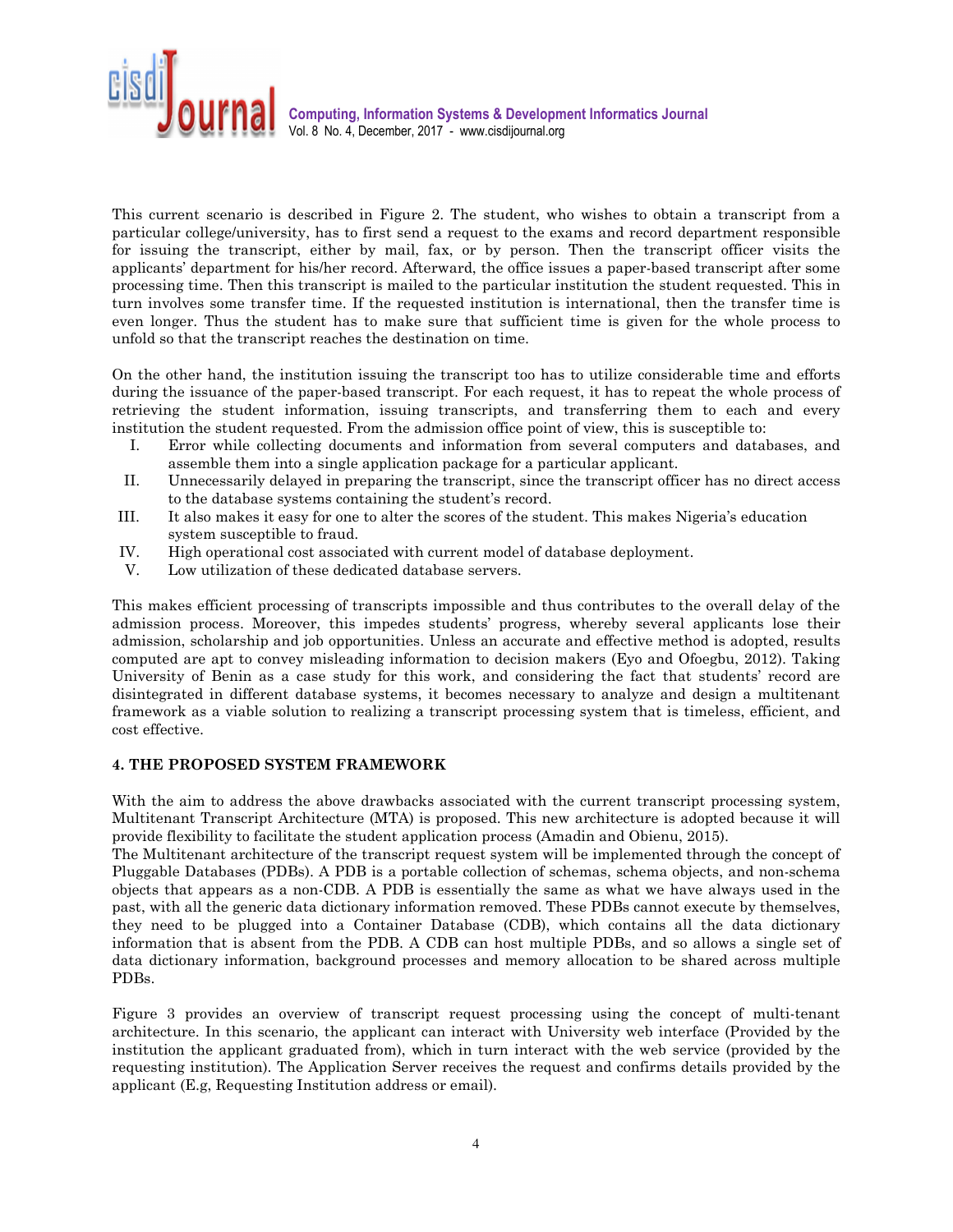This current scenario is described in Figure 2. The student, who wishes to obtain a transcript from a particular college/university, has to first send a request to the exams and record department responsible for issuing the transcript, either by mail, fax, or by person. Then the transcript officer visits the applicants' department for his/her record. Afterward, the office issues a paper-based transcript after some processing time. Then this transcript is mailed to the particular institution the student requested. This in turn involves some transfer time. If the requested institution is international, then the transfer time is even longer. Thus the student has to make sure that sufficient time is given for the whole process to unfold so that the transcript reaches the destination on time.

On the other hand, the institution issuing the transcript too has to utilize considerable time and efforts during the issuance of the paper-based transcript. For each request, it has to repeat the whole process of retrieving the student information, issuing transcripts, and transferring them to each and every institution the student requested. From the admission office point of view, this is susceptible to:

I. Error while collecting documents and information from several computers and databases, and assemble them into a single application package for a particular applicant.
II. Unnecessarily delayed in preparing the transcript, since the transcript officer has no direct access to the database systems containing the student's record.
III. It also makes it easy for one to alter the scores of the student. This makes Nigeria's education system susceptible to fraud.
IV. High operational cost associated with current model of database deployment.
V. Low utilization of these dedicated database servers.

This makes efficient processing of transcripts impossible and thus contributes to the overall delay of the admission process. Moreover, this impedes students' progress, whereby several applicants lose their admission, scholarship and job opportunities. Unless an accurate and effective method is adopted, results computed are apt to convey misleading information to decision makers (Eyo and Ofoegbu, 2012). Taking University of Benin as a case study for this work, and considering the fact that students' record are disintegrated in different database systems, it becomes necessary to analyze and design a multitenant framework as a viable solution to realizing a transcript processing system that is timeless, efficient, and cost effective.

## 4. THE PROPOSED SYSTEM FRAMEWORK

With the aim to address the above drawbacks associated with the current transcript processing system, Multitenant Transcript Architecture (MTA) is proposed. This new architecture is adopted because it will provide flexibility to facilitate the student application process (Amadin and Obienu, 2015).
The Multitenant architecture of the transcript request system will be implemented through the concept of Pluggable Databases (PDBs). A PDB is a portable collection of schemas, schema objects, and non-schema objects that appears as a non-CDB. A PDB is essentially the same as what we have always used in the past, with all the generic data dictionary information removed. These PDBs cannot execute by themselves, they need to be plugged into a Container Database (CDB), which contains all the data dictionary information that is absent from the PDB. A CDB can host multiple PDBs, and so allows a single set of data dictionary information, background processes and memory allocation to be shared across multiple PDBs.

Figure 3 provides an overview of transcript request processing using the concept of multi-tenant architecture. In this scenario, the applicant can interact with University web interface (Provided by the institution the applicant graduated from), which in turn interact with the web service (provided by the requesting institution). The Application Server receives the request and confirms details provided by the applicant (E.g, Requesting Institution address or email).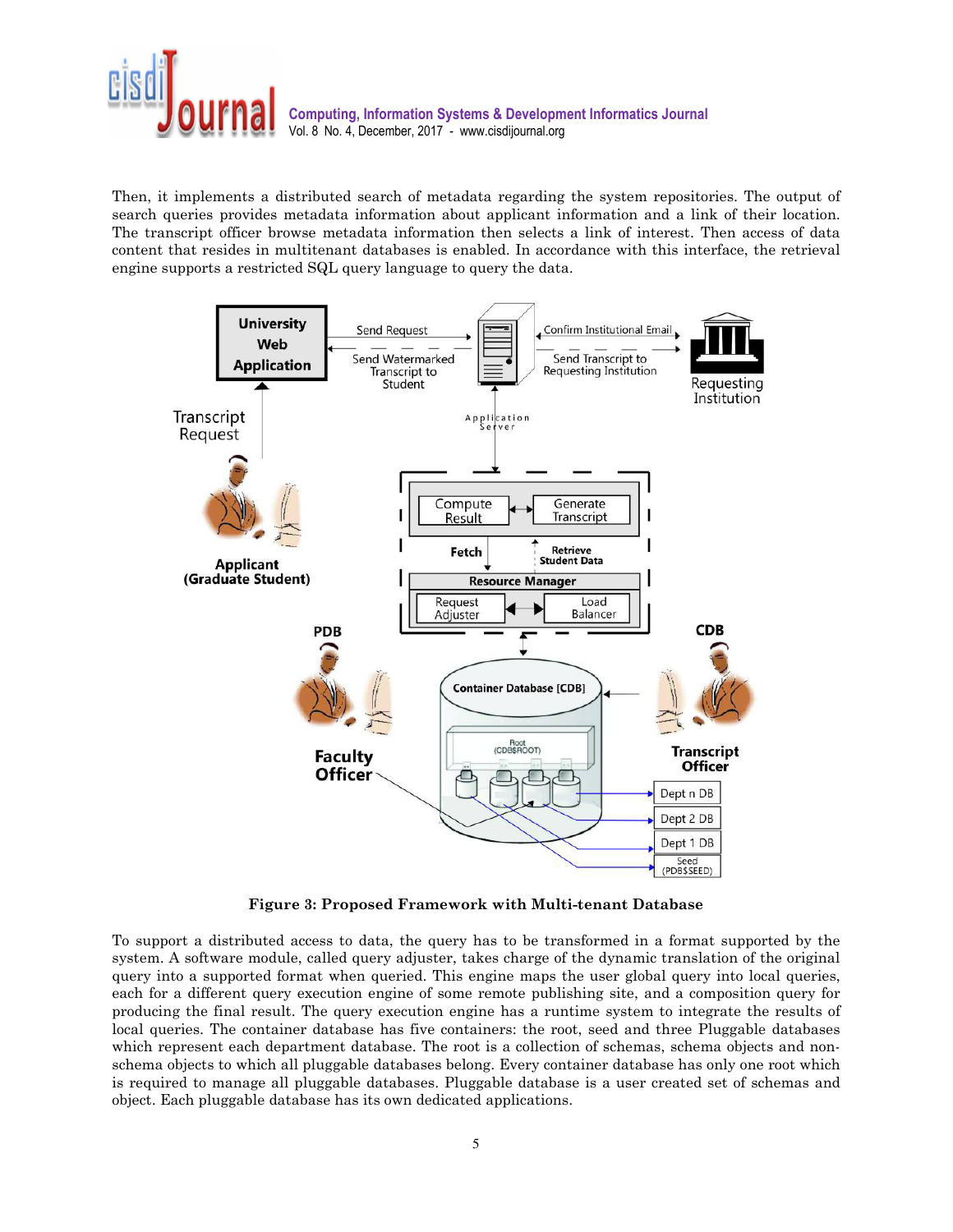Then, it implements a distributed search of metadata regarding the system repositories. The output of search queries provides metadata information about applicant information and a link of their location. The transcript officer browse metadata information then selects a link of interest. Then access of data content that resides in multitenant databases is enabled. In accordance with this interface, the retrieval engine supports a restricted SQL query language to query the data.

**Figure 3: Proposed Framework with Multi-tenant Database**

To support a distributed access to data, the query has to be transformed in a format supported by the system. A software module, called query adjuster, takes charge of the dynamic translation of the original query into a supported format when queried. This engine maps the user global query into local queries, each for a different query execution engine of some remote publishing site, and a composition query for producing the final result. The query execution engine has a runtime system to integrate the results of local queries. The container database has five containers: the root, seed and three Pluggable databases which represent each department database. The root is a collection of schemas, schema objects and non-schema objects to which all pluggable databases belong. Every container database has only one root which is required to manage all pluggable databases. Pluggable database is a user created set of schemas and object. Each pluggable database has its own dedicated applications.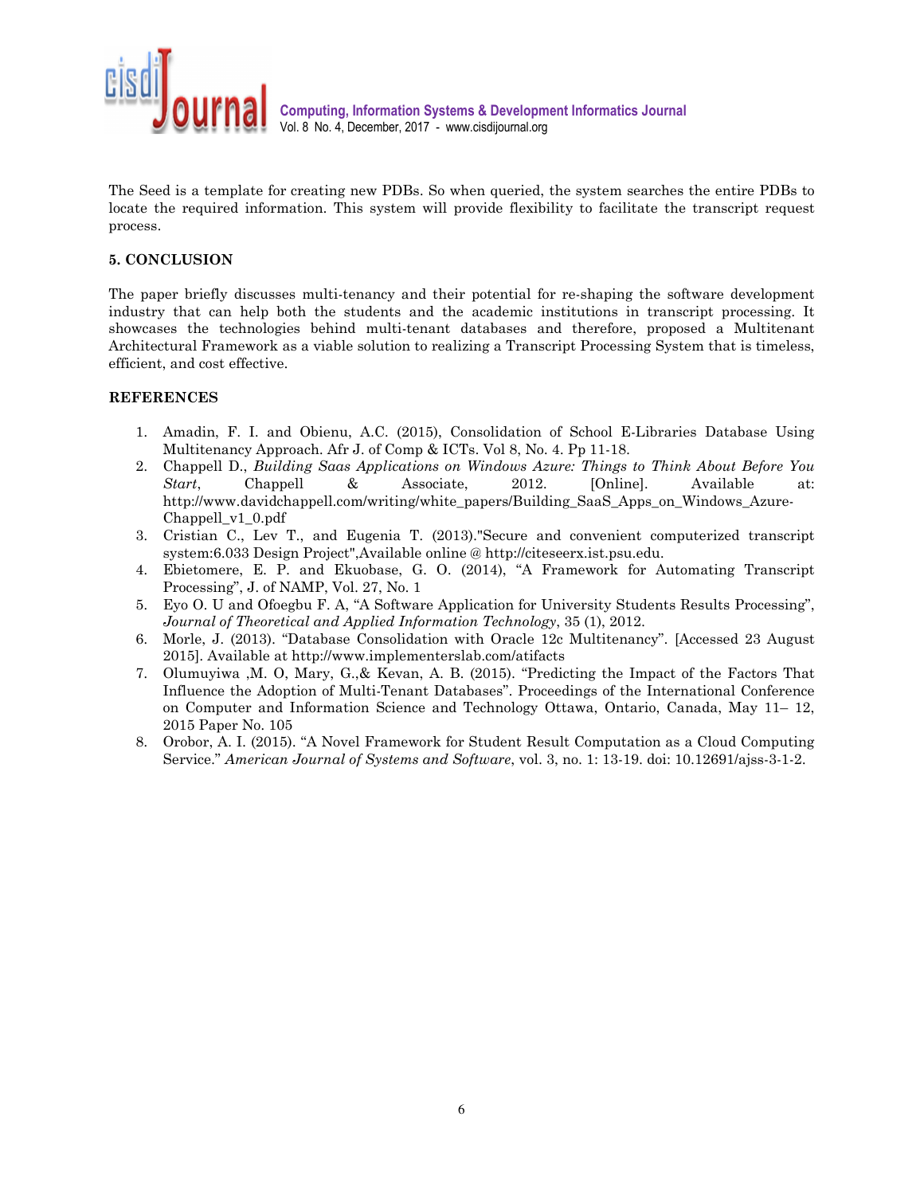The Seed is a template for creating new PDBs. So when queried, the system searches the entire PDBs to locate the required information. This system will provide flexibility to facilitate the transcript request process.

## 5. CONCLUSION

The paper briefly discusses multi-tenancy and their potential for re-shaping the software development industry that can help both the students and the academic institutions in transcript processing. It showcases the technologies behind multi-tenant databases and therefore, proposed a Multitenant Architectural Framework as a viable solution to realizing a Transcript Processing System that is timeless, efficient, and cost effective.

## REFERENCES

1. Amadin, F. I. and Obienu, A.C. (2015), Consolidation of School E-Libraries Database Using Multitenancy Approach. Afr J. of Comp & ICTs. Vol 8, No. 4. Pp 11-18.
2. Chappell D., *Building Saas Applications on Windows Azure: Things to Think About Before You Start*, Chappell & Associate, 2012. [Online]. Available at: http://www.davidchappell.com/writing/white_papers/Building_SaaS_Apps_on_Windows_Azure-Chappell_v1_0.pdf
3. Cristian C., Lev T., and Eugenia T. (2013)."Secure and convenient computerized transcript system:6.033 Design Project",Available online @ http://citeseerx.ist.psu.edu.
4. Ebietomere, E. P. and Ekuobase, G. O. (2014), "A Framework for Automating Transcript Processing", J. of NAMP, Vol. 27, No. 1
5. Eyo O. U and Ofoegbu F. A, "A Software Application for University Students Results Processing", *Journal of Theoretical and Applied Information Technology*, 35 (1), 2012.
6. Morle, J. (2013). "Database Consolidation with Oracle 12c Multitenancy". [Accessed 23 August 2015]. Available at http://www.implementerslab.com/atifacts
7. Olumuyiwa ,M. O, Mary, G.,& Kevan, A. B. (2015). "Predicting the Impact of the Factors That Influence the Adoption of Multi-Tenant Databases". Proceedings of the International Conference on Computer and Information Science and Technology Ottawa, Ontario, Canada, May 11– 12, 2015 Paper No. 105
8. Orobor, A. I. (2015). "A Novel Framework for Student Result Computation as a Cloud Computing Service." *American Journal of Systems and Software*, vol. 3, no. 1: 13-19. doi: 10.12691/ajss-3-1-2.